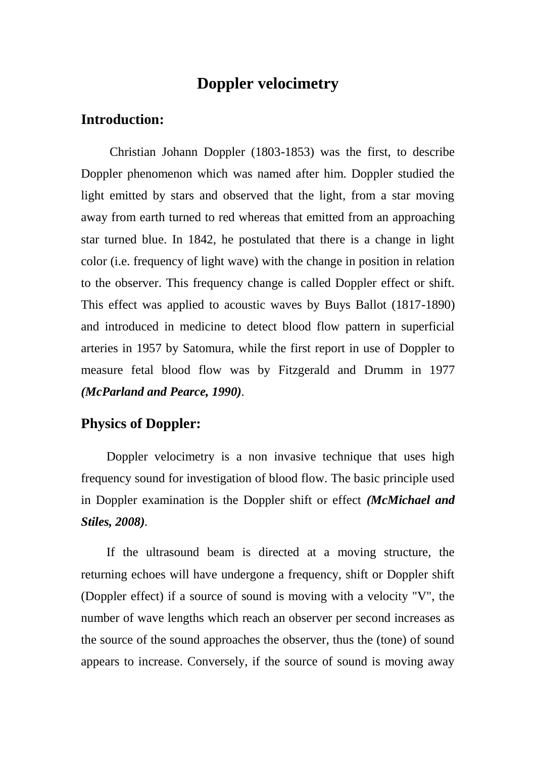# Doppler velocimetry

## Introduction:

Christian Johann Doppler (1803-1853) was the first, to describe Doppler phenomenon which was named after him. Doppler studied the light emitted by stars and observed that the light, from a star moving away from earth turned to red whereas that emitted from an approaching star turned blue. In 1842, he postulated that there is a change in light color (i.e. frequency of light wave) with the change in position in relation to the observer. This frequency change is called Doppler effect or shift. This effect was applied to acoustic waves by Buys Ballot (1817-1890) and introduced in medicine to detect blood flow pattern in superficial arteries in 1957 by Satomura, while the first report in use of Doppler to measure fetal blood flow was by Fitzgerald and Drumm in 1977 ***(McParland and Pearce, 1990)***.

## Physics of Doppler:

Doppler velocimetry is a non invasive technique that uses high frequency sound for investigation of blood flow. The basic principle used in Doppler examination is the Doppler shift or effect ***(McMichael and Stiles, 2008)***.

If the ultrasound beam is directed at a moving structure, the returning echoes will have undergone a frequency, shift or Doppler shift (Doppler effect) if a source of sound is moving with a velocity "V", the number of wave lengths which reach an observer per second increases as the source of the sound approaches the observer, thus the (tone) of sound appears to increase. Conversely, if the source of sound is moving away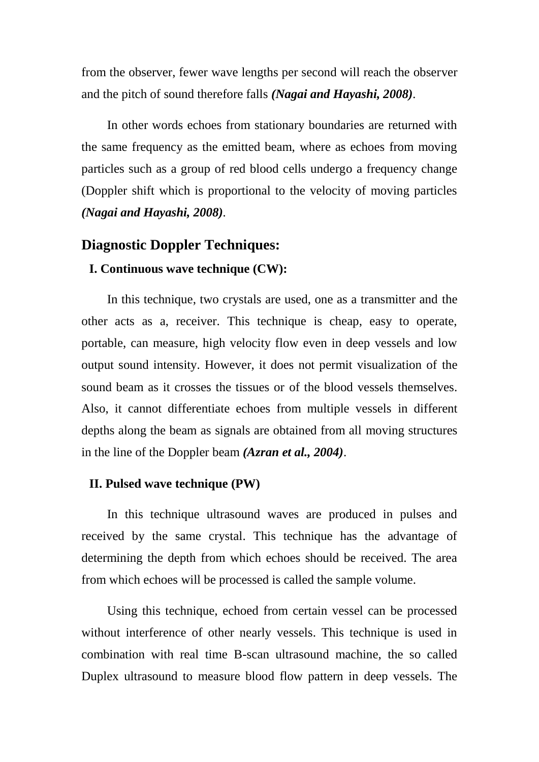from the observer, fewer wave lengths per second will reach the observer and the pitch of sound therefore falls ***(Nagai and Hayashi, 2008)***.

In other words echoes from stationary boundaries are returned with the same frequency as the emitted beam, where as echoes from moving particles such as a group of red blood cells undergo a frequency change (Doppler shift which is proportional to the velocity of moving particles ***(Nagai and Hayashi, 2008)***.

## Diagnostic Doppler Techniques:

### I. Continuous wave technique (CW):

In this technique, two crystals are used, one as a transmitter and the other acts as a, receiver. This technique is cheap, easy to operate, portable, can measure, high velocity flow even in deep vessels and low output sound intensity. However, it does not permit visualization of the sound beam as it crosses the tissues or of the blood vessels themselves. Also, it cannot differentiate echoes from multiple vessels in different depths along the beam as signals are obtained from all moving structures in the line of the Doppler beam ***(Azran et al., 2004)***.

### II. Pulsed wave technique (PW)

In this technique ultrasound waves are produced in pulses and received by the same crystal. This technique has the advantage of determining the depth from which echoes should be received. The area from which echoes will be processed is called the sample volume.

Using this technique, echoed from certain vessel can be processed without interference of other nearly vessels. This technique is used in combination with real time B-scan ultrasound machine, the so called Duplex ultrasound to measure blood flow pattern in deep vessels. The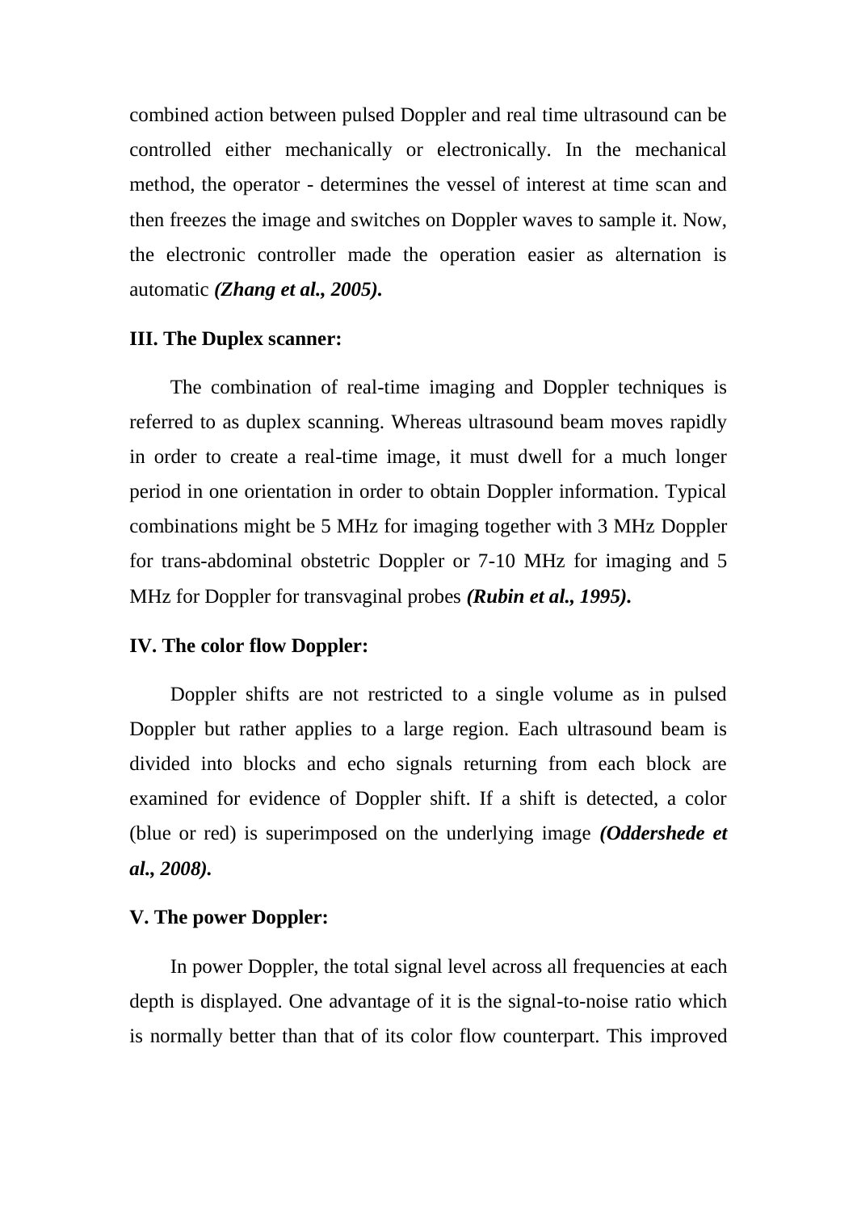combined action between pulsed Doppler and real time ultrasound can be controlled either mechanically or electronically. In the mechanical method, the operator - determines the vessel of interest at time scan and then freezes the image and switches on Doppler waves to sample it. Now, the electronic controller made the operation easier as alternation is automatic ***(Zhang et al., 2005).***

**III. The Duplex scanner:**

The combination of real-time imaging and Doppler techniques is referred to as duplex scanning. Whereas ultrasound beam moves rapidly in order to create a real-time image, it must dwell for a much longer period in one orientation in order to obtain Doppler information. Typical combinations might be 5 MHz for imaging together with 3 MHz Doppler for trans-abdominal obstetric Doppler or 7-10 MHz for imaging and 5 MHz for Doppler for transvaginal probes ***(Rubin et al., 1995).***

**IV. The color flow Doppler:**

Doppler shifts are not restricted to a single volume as in pulsed Doppler but rather applies to a large region. Each ultrasound beam is divided into blocks and echo signals returning from each block are examined for evidence of Doppler shift. If a shift is detected, a color (blue or red) is superimposed on the underlying image ***(Oddershede et al., 2008).***

**V. The power Doppler:**

In power Doppler, the total signal level across all frequencies at each depth is displayed. One advantage of it is the signal-to-noise ratio which is normally better than that of its color flow counterpart. This improved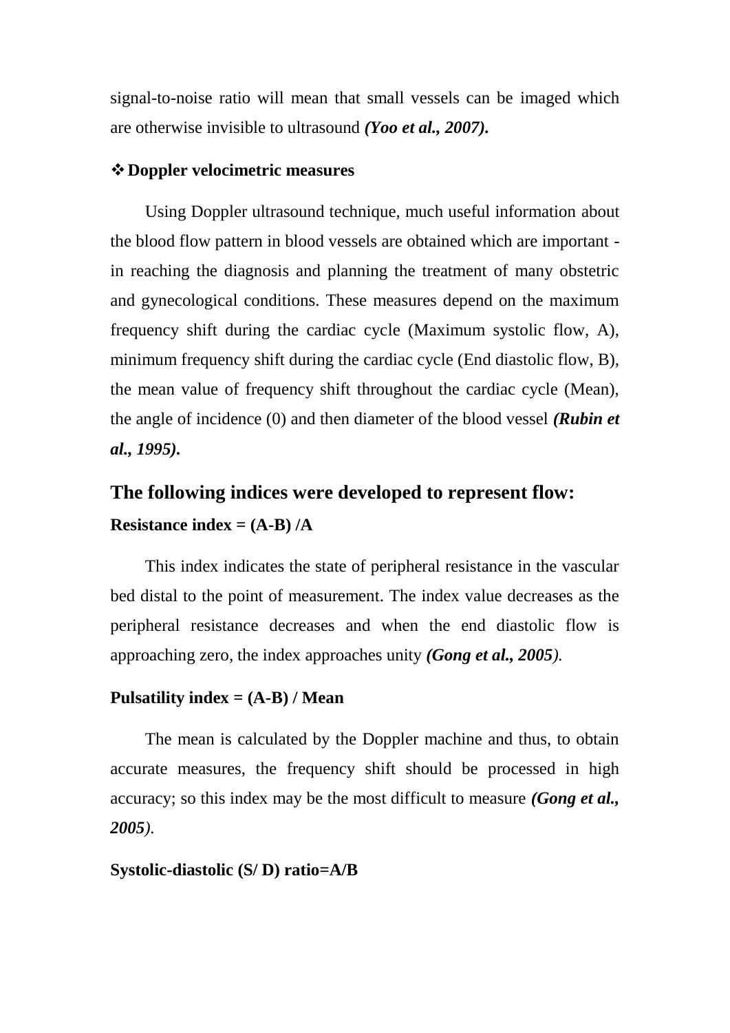signal-to-noise ratio will mean that small vessels can be imaged which are otherwise invisible to ultrasound ***(Yoo et al., 2007).***

❖ **Doppler velocimetric measures**

Using Doppler ultrasound technique, much useful information about the blood flow pattern in blood vessels are obtained which are important - in reaching the diagnosis and planning the treatment of many obstetric and gynecological conditions. These measures depend on the maximum frequency shift during the cardiac cycle (Maximum systolic flow, A), minimum frequency shift during the cardiac cycle (End diastolic flow, B), the mean value of frequency shift throughout the cardiac cycle (Mean), the angle of incidence (0) and then diameter of the blood vessel ***(Rubin et al., 1995).***

## The following indices were developed to represent flow:

**Resistance index = (A-B) /A**

This index indicates the state of peripheral resistance in the vascular bed distal to the point of measurement. The index value decreases as the peripheral resistance decreases and when the end diastolic flow is approaching zero, the index approaches unity ***(Gong et al., 2005)***.

**Pulsatility index = (A-B) / Mean**

The mean is calculated by the Doppler machine and thus, to obtain accurate measures, the frequency shift should be processed in high accuracy; so this index may be the most difficult to measure ***(Gong et al., 2005)***.

**Systolic-diastolic (S/ D) ratio=A/B**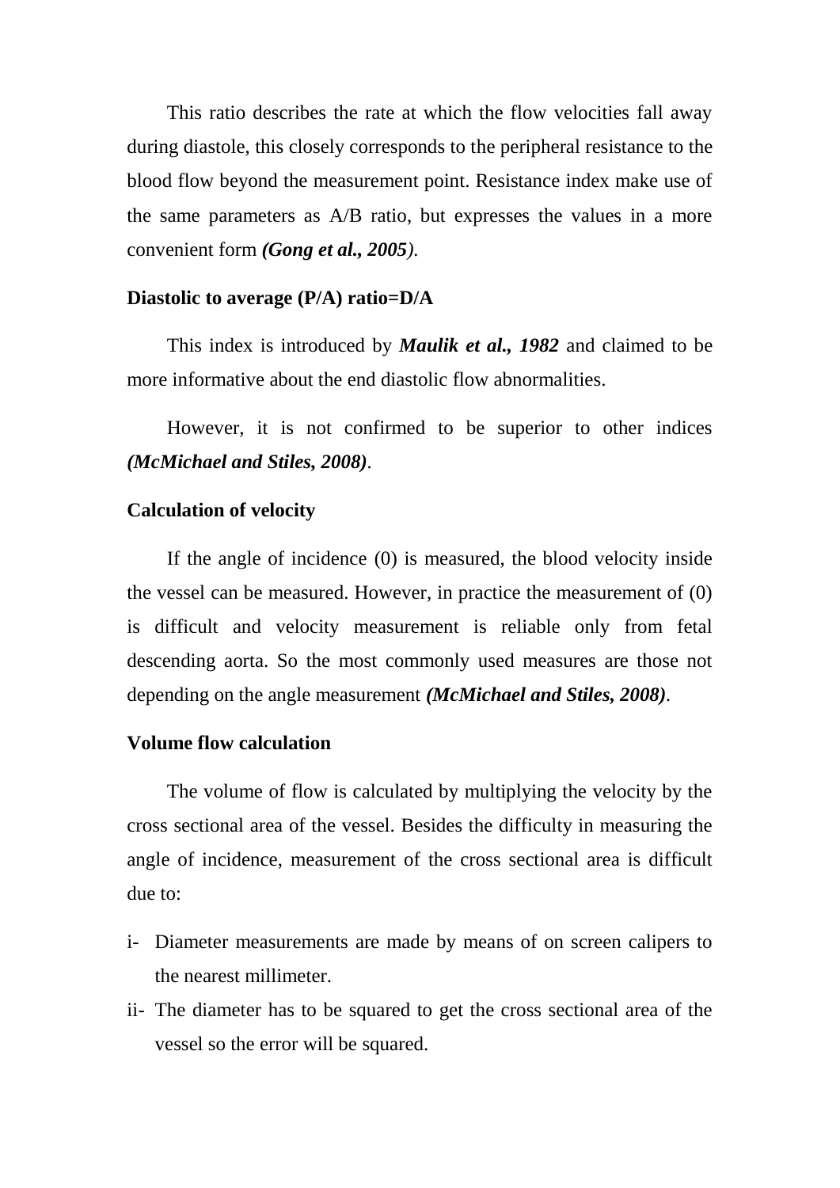This ratio describes the rate at which the flow velocities fall away during diastole, this closely corresponds to the peripheral resistance to the blood flow beyond the measurement point. Resistance index make use of the same parameters as A/B ratio, but expresses the values in a more convenient form ***(Gong et al., 2005)***.

**Diastolic to average (P/A) ratio=D/A**

This index is introduced by ***Maulik et al., 1982*** and claimed to be more informative about the end diastolic flow abnormalities.

However, it is not confirmed to be superior to other indices ***(McMichael and Stiles, 2008)***.

**Calculation of velocity**

If the angle of incidence (0) is measured, the blood velocity inside the vessel can be measured. However, in practice the measurement of (0) is difficult and velocity measurement is reliable only from fetal descending aorta. So the most commonly used measures are those not depending on the angle measurement ***(McMichael and Stiles, 2008)***.

**Volume flow calculation**

The volume of flow is calculated by multiplying the velocity by the cross sectional area of the vessel. Besides the difficulty in measuring the angle of incidence, measurement of the cross sectional area is difficult due to:

i- Diameter measurements are made by means of on screen calipers to the nearest millimeter.
ii- The diameter has to be squared to get the cross sectional area of the vessel so the error will be squared.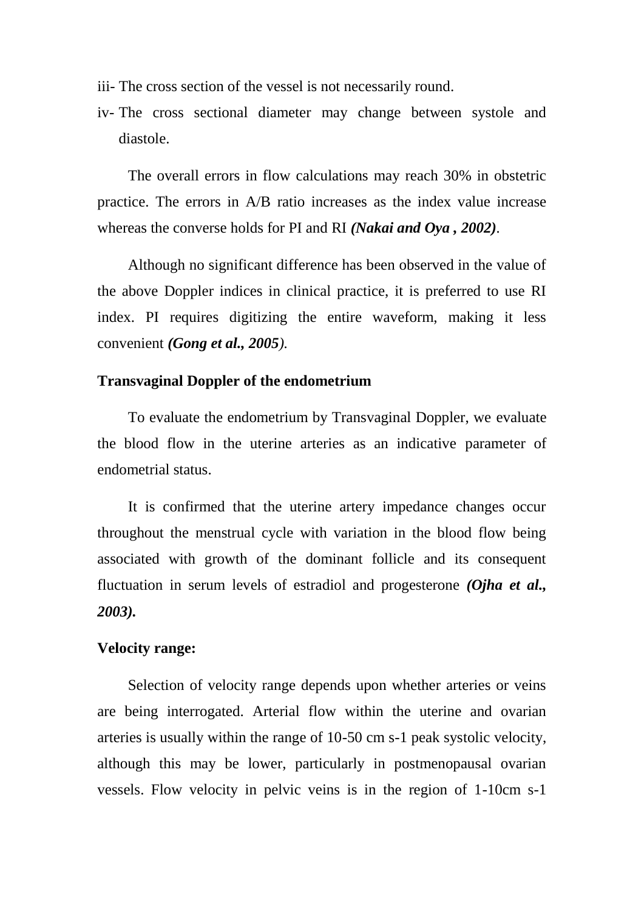iii- The cross section of the vessel is not necessarily round.

iv- The cross sectional diameter may change between systole and diastole.

The overall errors in flow calculations may reach 30% in obstetric practice. The errors in A/B ratio increases as the index value increase whereas the converse holds for PI and RI ***(Nakai and Oya , 2002)***.

Although no significant difference has been observed in the value of the above Doppler indices in clinical practice, it is preferred to use RI index. PI requires digitizing the entire waveform, making it less convenient ***(Gong et al., 2005)***.

**Transvaginal Doppler of the endometrium**

To evaluate the endometrium by Transvaginal Doppler, we evaluate the blood flow in the uterine arteries as an indicative parameter of endometrial status.

It is confirmed that the uterine artery impedance changes occur throughout the menstrual cycle with variation in the blood flow being associated with growth of the dominant follicle and its consequent fluctuation in serum levels of estradiol and progesterone ***(Ojha et al., 2003).***

**Velocity range:**

Selection of velocity range depends upon whether arteries or veins are being interrogated. Arterial flow within the uterine and ovarian arteries is usually within the range of 10-50 cm s-1 peak systolic velocity, although this may be lower, particularly in postmenopausal ovarian vessels. Flow velocity in pelvic veins is in the region of 1-10cm s-1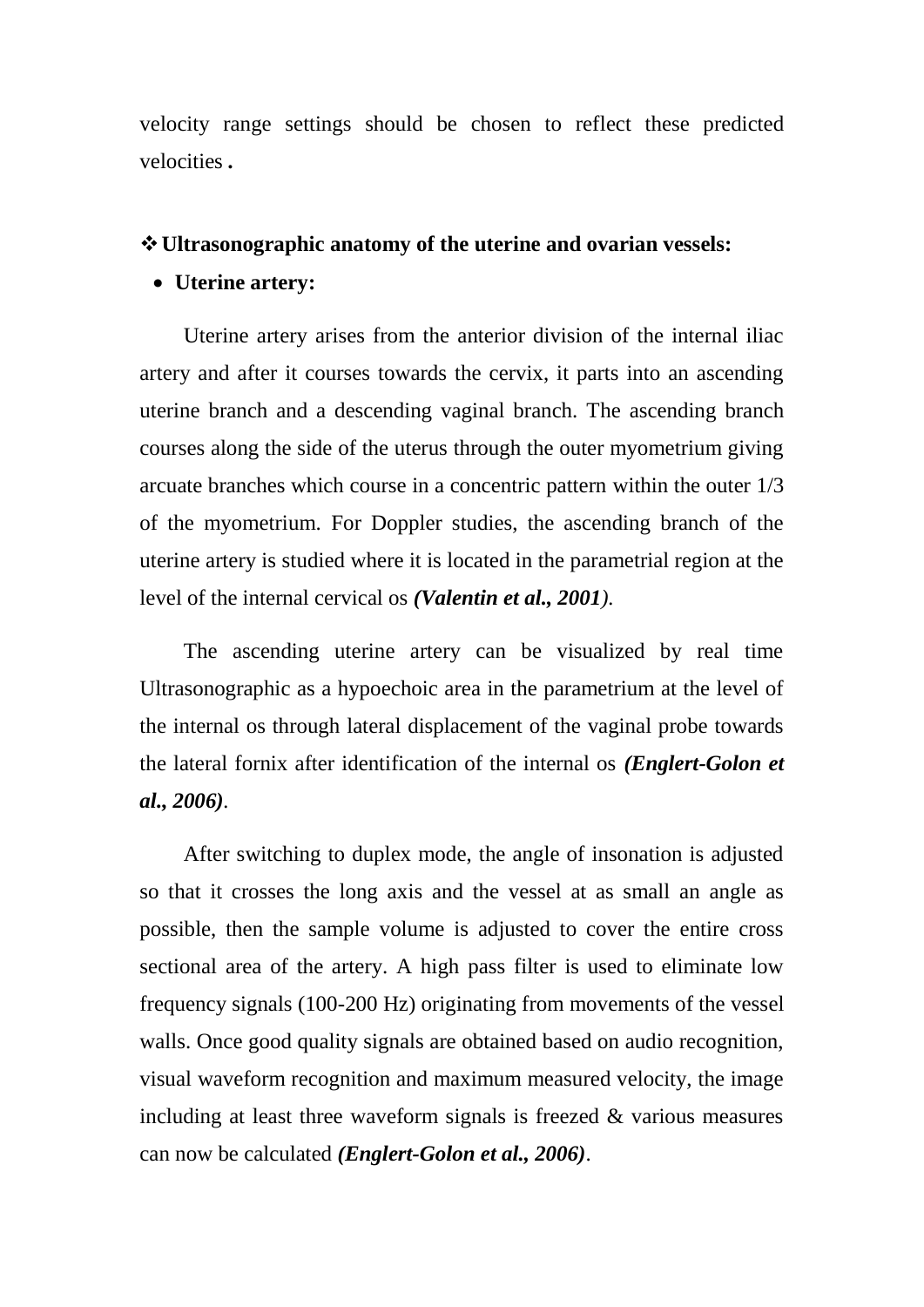velocity range settings should be chosen to reflect these predicted velocities **.**

## ❖ Ultrasonographic anatomy of the uterine and ovarian vessels:

- **Uterine artery:**

Uterine artery arises from the anterior division of the internal iliac artery and after it courses towards the cervix, it parts into an ascending uterine branch and a descending vaginal branch. The ascending branch courses along the side of the uterus through the outer myometrium giving arcuate branches which course in a concentric pattern within the outer 1/3 of the myometrium. For Doppler studies, the ascending branch of the uterine artery is studied where it is located in the parametrial region at the level of the internal cervical os ***(Valentin et al., 2001****)*.

The ascending uterine artery can be visualized by real time Ultrasonographic as a hypoechoic area in the parametrium at the level of the internal os through lateral displacement of the vaginal probe towards the lateral fornix after identification of the internal os ***(Englert-Golon et al., 2006)***.

After switching to duplex mode, the angle of insonation is adjusted so that it crosses the long axis and the vessel at as small an angle as possible, then the sample volume is adjusted to cover the entire cross sectional area of the artery. A high pass filter is used to eliminate low frequency signals (100-200 Hz) originating from movements of the vessel walls. Once good quality signals are obtained based on audio recognition, visual waveform recognition and maximum measured velocity, the image including at least three waveform signals is freezed & various measures can now be calculated ***(Englert-Golon et al., 2006)***.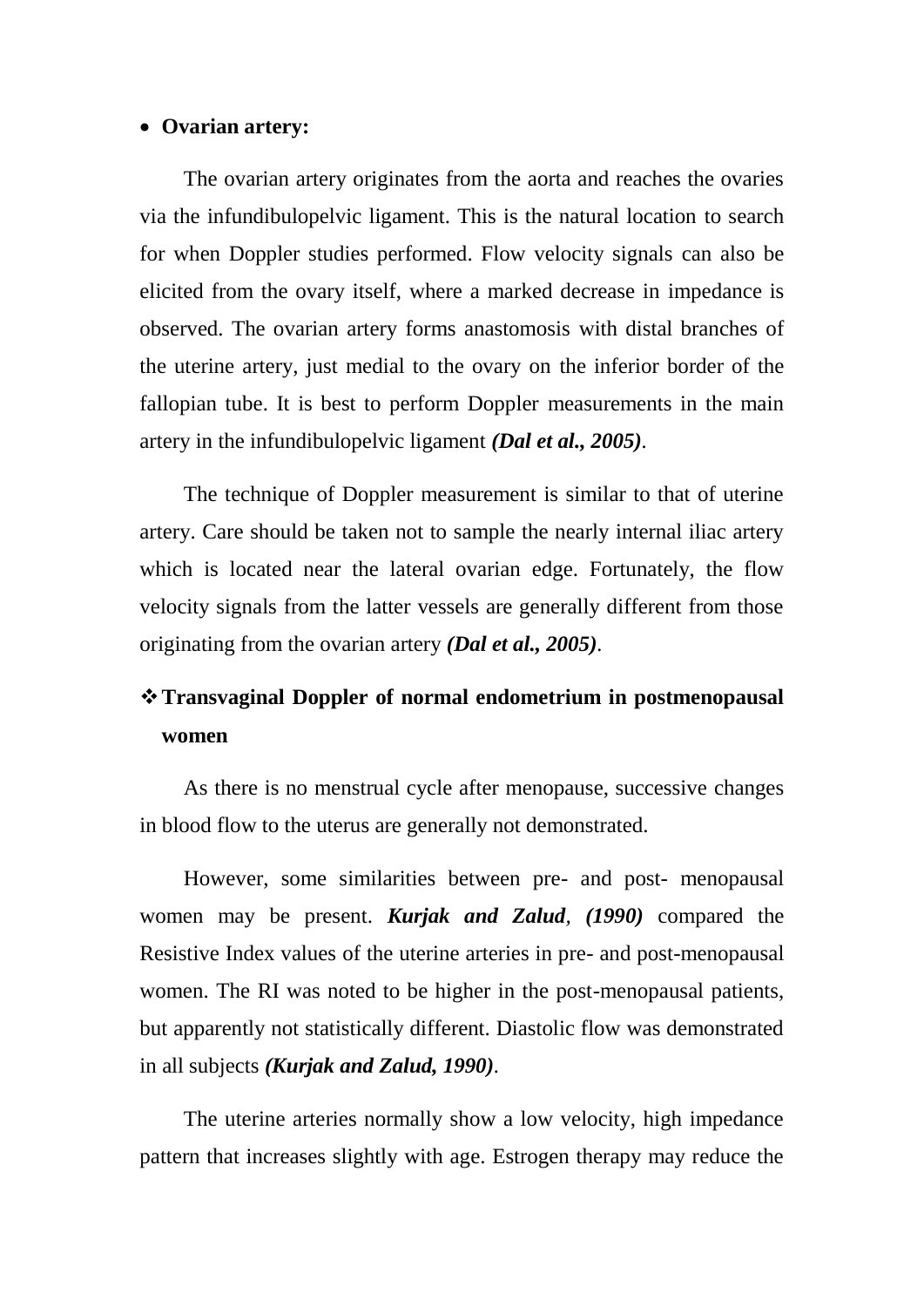- **Ovarian artery:**

The ovarian artery originates from the aorta and reaches the ovaries via the infundibulopelvic ligament. This is the natural location to search for when Doppler studies performed. Flow velocity signals can also be elicited from the ovary itself, where a marked decrease in impedance is observed. The ovarian artery forms anastomosis with distal branches of the uterine artery, just medial to the ovary on the inferior border of the fallopian tube. It is best to perform Doppler measurements in the main artery in the infundibulopelvic ligament ***(Dal et al., 2005)***.

The technique of Doppler measurement is similar to that of uterine artery. Care should be taken not to sample the nearly internal iliac artery which is located near the lateral ovarian edge. Fortunately, the flow velocity signals from the latter vessels are generally different from those originating from the ovarian artery ***(Dal et al., 2005)***.

### ❖ Transvaginal Doppler of normal endometrium in postmenopausal women

As there is no menstrual cycle after menopause, successive changes in blood flow to the uterus are generally not demonstrated.

However, some similarities between pre- and post- menopausal women may be present. ***Kurjak and Zalud**, **(1990)*** compared the Resistive Index values of the uterine arteries in pre- and post-menopausal women. The RI was noted to be higher in the post-menopausal patients, but apparently not statistically different. Diastolic flow was demonstrated in all subjects ***(Kurjak and Zalud, 1990)***.

The uterine arteries normally show a low velocity, high impedance pattern that increases slightly with age. Estrogen therapy may reduce the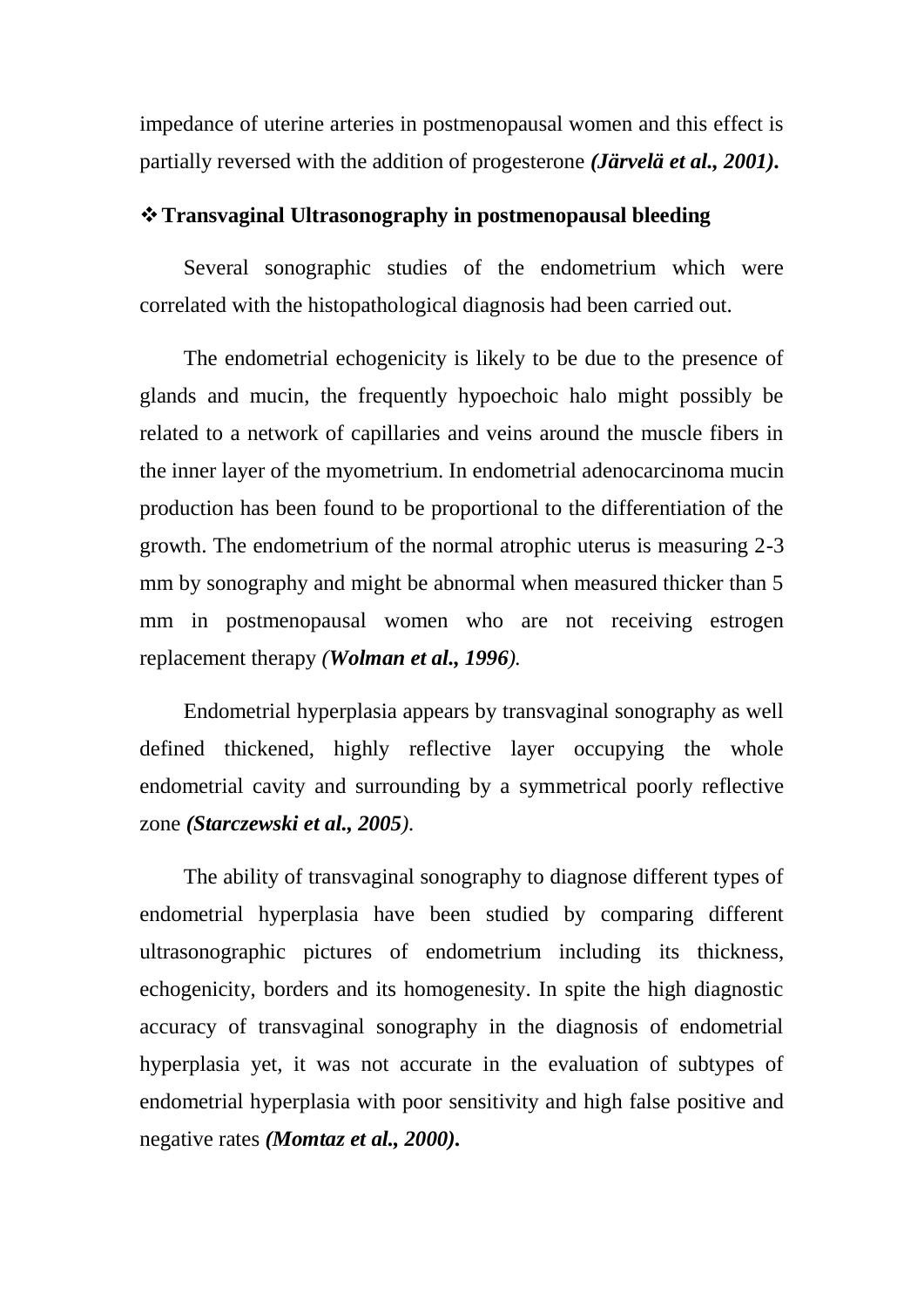impedance of uterine arteries in postmenopausal women and this effect is partially reversed with the addition of progesterone ***(Järvelä et al., 2001).***

### ❖ Transvaginal Ultrasonography in postmenopausal bleeding

Several sonographic studies of the endometrium which were correlated with the histopathological diagnosis had been carried out.

The endometrial echogenicity is likely to be due to the presence of glands and mucin, the frequently hypoechoic halo might possibly be related to a network of capillaries and veins around the muscle fibers in the inner layer of the myometrium. In endometrial adenocarcinoma mucin production has been found to be proportional to the differentiation of the growth. The endometrium of the normal atrophic uterus is measuring 2-3 mm by sonography and might be abnormal when measured thicker than 5 mm in postmenopausal women who are not receiving estrogen replacement therapy *(**Wolman et al., 1996**).*

Endometrial hyperplasia appears by transvaginal sonography as well defined thickened, highly reflective layer occupying the whole endometrial cavity and surrounding by a symmetrical poorly reflective zone ***(Starczewski et al., 2005)****.*

The ability of transvaginal sonography to diagnose different types of endometrial hyperplasia have been studied by comparing different ultrasonographic pictures of endometrium including its thickness, echogenicity, borders and its homogenesity. In spite the high diagnostic accuracy of transvaginal sonography in the diagnosis of endometrial hyperplasia yet, it was not accurate in the evaluation of subtypes of endometrial hyperplasia with poor sensitivity and high false positive and negative rates ***(Momtaz et al., 2000).***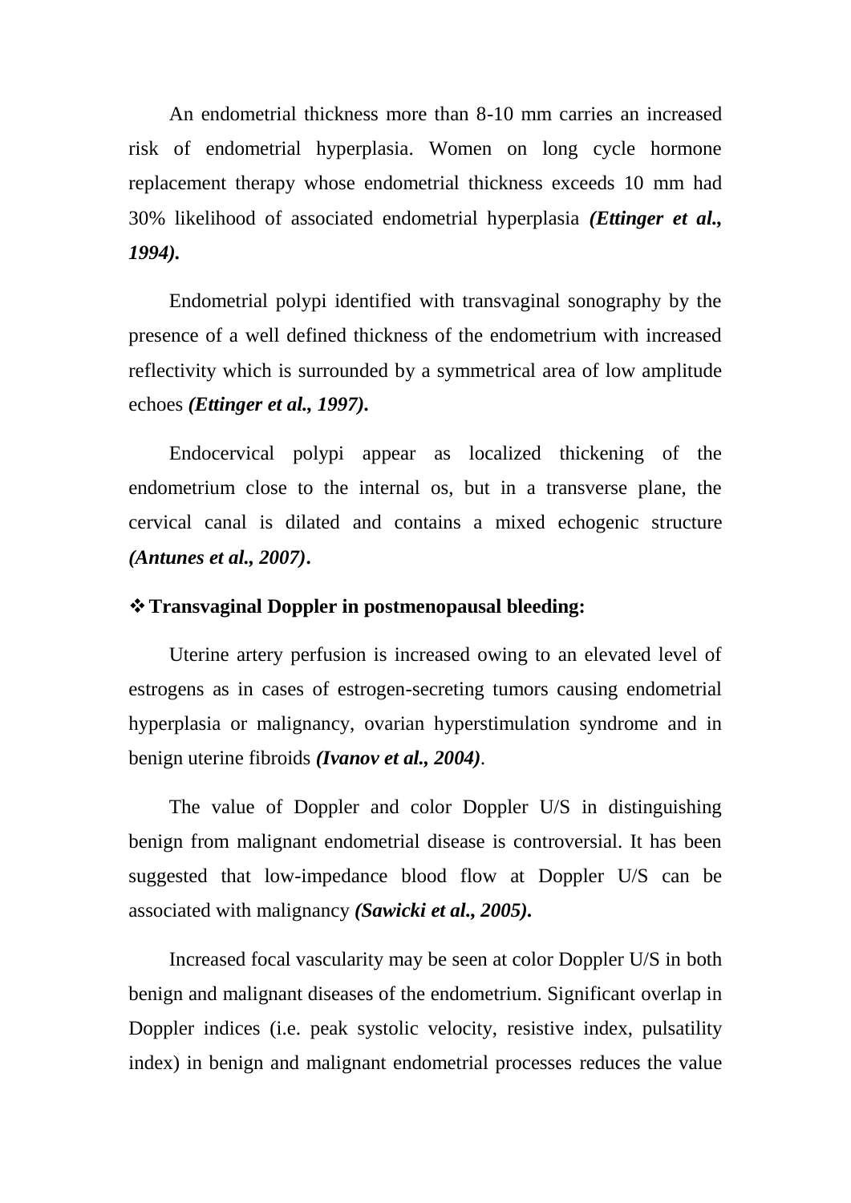An endometrial thickness more than 8-10 mm carries an increased risk of endometrial hyperplasia. Women on long cycle hormone replacement therapy whose endometrial thickness exceeds 10 mm had 30% likelihood of associated endometrial hyperplasia ***(Ettinger et al., 1994).***

Endometrial polypi identified with transvaginal sonography by the presence of a well defined thickness of the endometrium with increased reflectivity which is surrounded by a symmetrical area of low amplitude echoes ***(Ettinger et al., 1997).***

Endocervical polypi appear as localized thickening of the endometrium close to the internal os, but in a transverse plane, the cervical canal is dilated and contains a mixed echogenic structure ***(Antunes et al., 2007)*.**

### ❖ Transvaginal Doppler in postmenopausal bleeding:

Uterine artery perfusion is increased owing to an elevated level of estrogens as in cases of estrogen-secreting tumors causing endometrial hyperplasia or malignancy, ovarian hyperstimulation syndrome and in benign uterine fibroids ***(Ivanov et al., 2004)***.

The value of Doppler and color Doppler U/S in distinguishing benign from malignant endometrial disease is controversial. It has been suggested that low-impedance blood flow at Doppler U/S can be associated with malignancy ***(Sawicki et al., 2005).***

Increased focal vascularity may be seen at color Doppler U/S in both benign and malignant diseases of the endometrium. Significant overlap in Doppler indices (i.e. peak systolic velocity, resistive index, pulsatility index) in benign and malignant endometrial processes reduces the value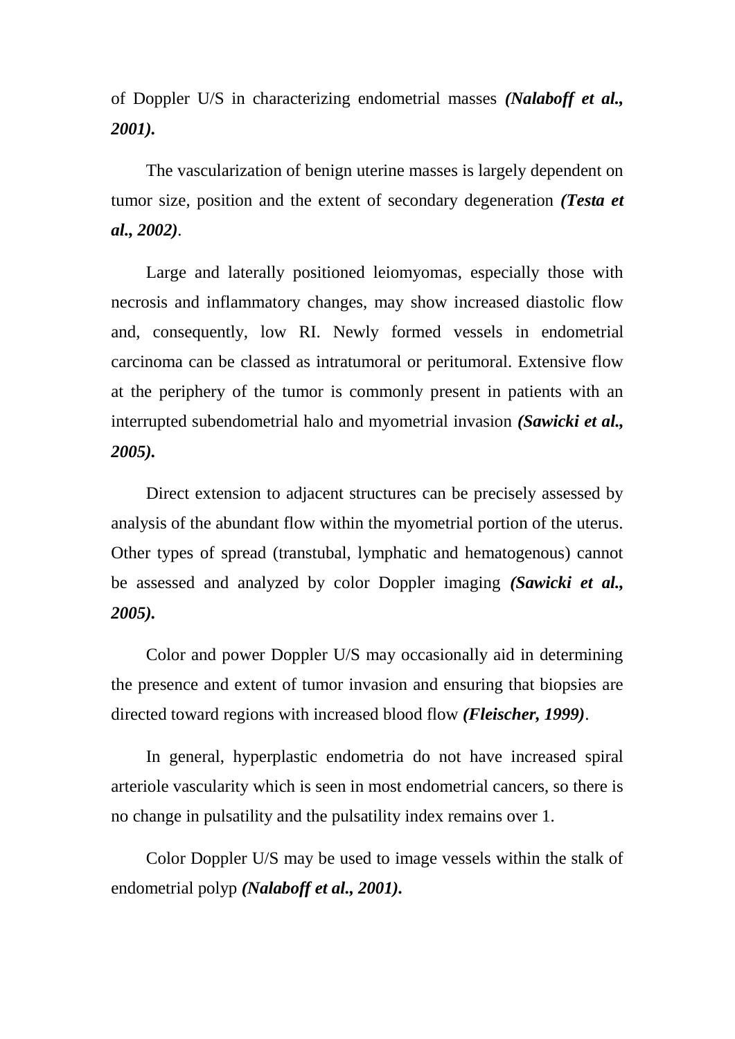of Doppler U/S in characterizing endometrial masses ***(Nalaboff et al., 2001).***

The vascularization of benign uterine masses is largely dependent on tumor size, position and the extent of secondary degeneration ***(Testa et al., 2002)***.

Large and laterally positioned leiomyomas, especially those with necrosis and inflammatory changes, may show increased diastolic flow and, consequently, low RI. Newly formed vessels in endometrial carcinoma can be classed as intratumoral or peritumoral. Extensive flow at the periphery of the tumor is commonly present in patients with an interrupted subendometrial halo and myometrial invasion ***(Sawicki et al., 2005).***

Direct extension to adjacent structures can be precisely assessed by analysis of the abundant flow within the myometrial portion of the uterus. Other types of spread (transtubal, lymphatic and hematogenous) cannot be assessed and analyzed by color Doppler imaging ***(Sawicki et al., 2005).***

Color and power Doppler U/S may occasionally aid in determining the presence and extent of tumor invasion and ensuring that biopsies are directed toward regions with increased blood flow ***(Fleischer, 1999)***.

In general, hyperplastic endometria do not have increased spiral arteriole vascularity which is seen in most endometrial cancers, so there is no change in pulsatility and the pulsatility index remains over 1.

Color Doppler U/S may be used to image vessels within the stalk of endometrial polyp ***(Nalaboff et al., 2001).***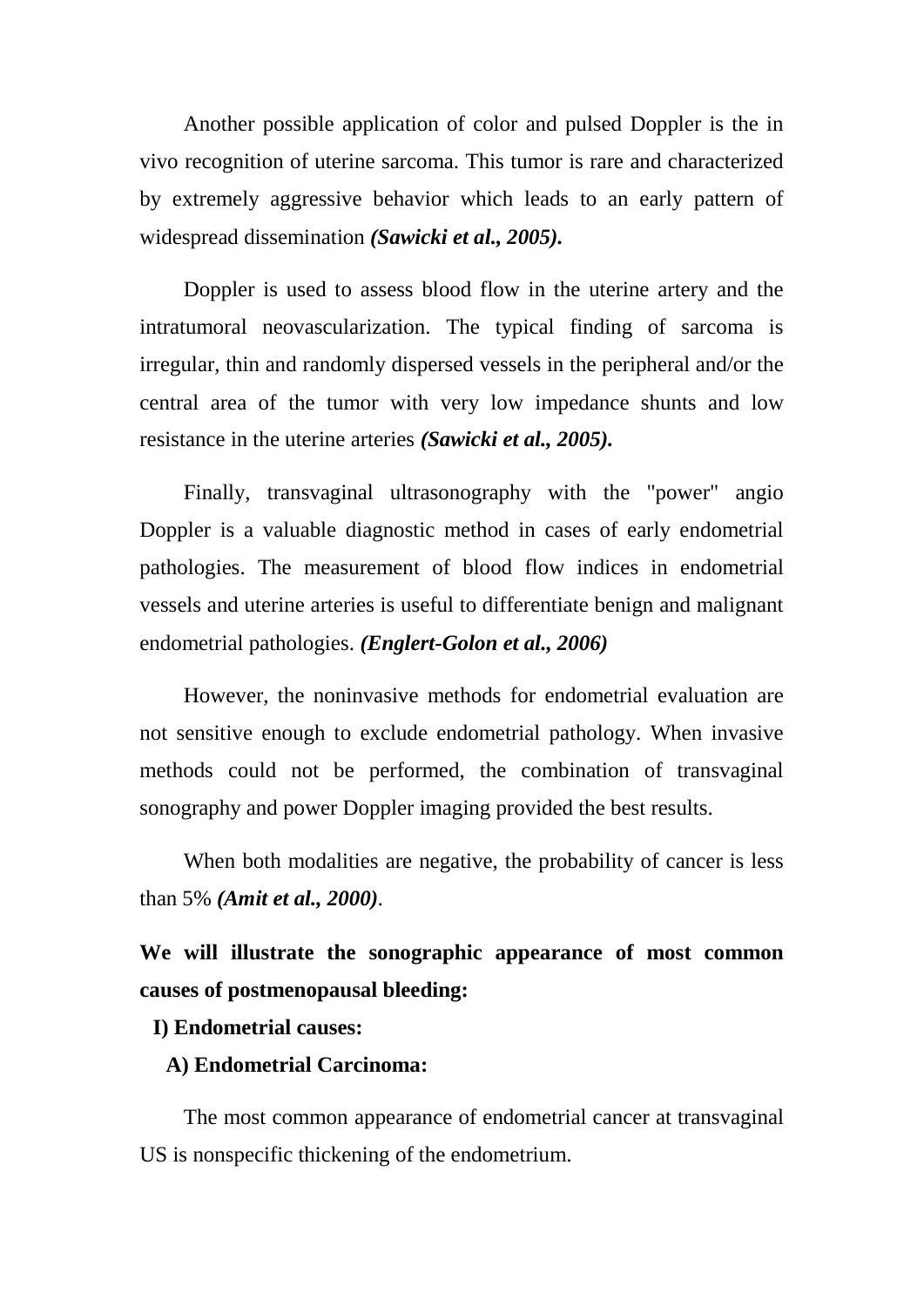Another possible application of color and pulsed Doppler is the in vivo recognition of uterine sarcoma. This tumor is rare and characterized by extremely aggressive behavior which leads to an early pattern of widespread dissemination ***(Sawicki et al., 2005).***

Doppler is used to assess blood flow in the uterine artery and the intratumoral neovascularization. The typical finding of sarcoma is irregular, thin and randomly dispersed vessels in the peripheral and/or the central area of the tumor with very low impedance shunts and low resistance in the uterine arteries ***(Sawicki et al., 2005).***

Finally, transvaginal ultrasonography with the "power" angio Doppler is a valuable diagnostic method in cases of early endometrial pathologies. The measurement of blood flow indices in endometrial vessels and uterine arteries is useful to differentiate benign and malignant endometrial pathologies. ***(Englert-Golon et al., 2006)***

However, the noninvasive methods for endometrial evaluation are not sensitive enough to exclude endometrial pathology. When invasive methods could not be performed, the combination of transvaginal sonography and power Doppler imaging provided the best results.

When both modalities are negative, the probability of cancer is less than 5% ***(Amit et al., 2000)***.

**We will illustrate the sonographic appearance of most common causes of postmenopausal bleeding:**

**I) Endometrial causes:**

**A) Endometrial Carcinoma:**

The most common appearance of endometrial cancer at transvaginal US is nonspecific thickening of the endometrium.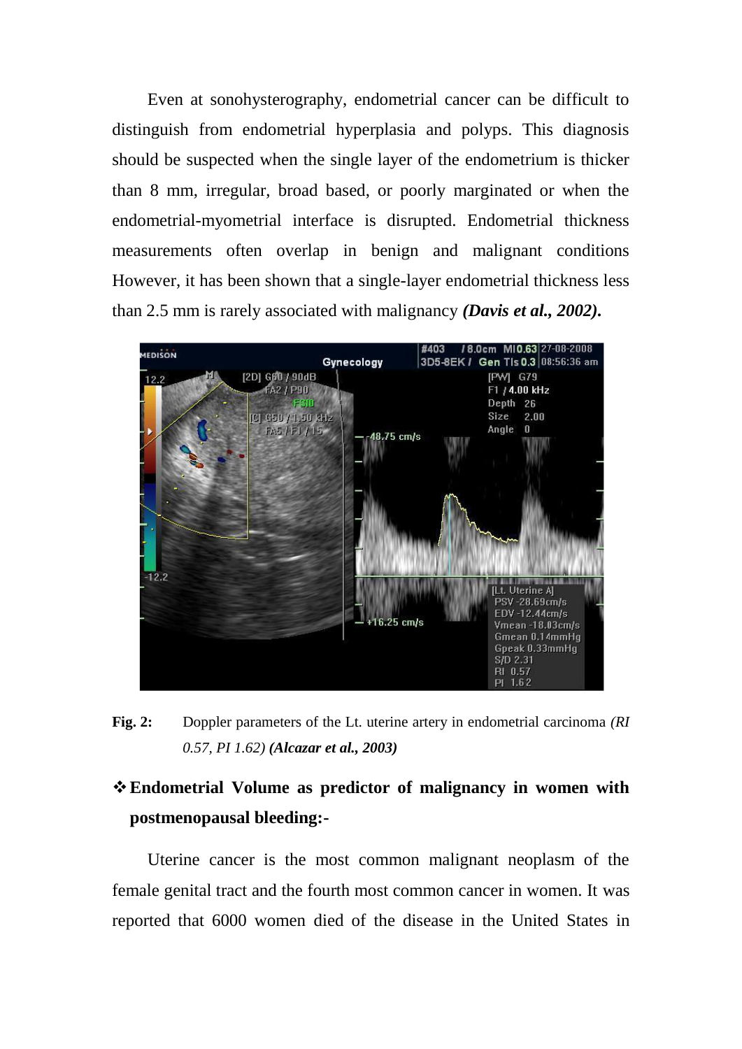Even at sonohysterography, endometrial cancer can be difficult to distinguish from endometrial hyperplasia and polyps. This diagnosis should be suspected when the single layer of the endometrium is thicker than 8 mm, irregular, broad based, or poorly marginated or when the endometrial-myometrial interface is disrupted. Endometrial thickness measurements often overlap in benign and malignant conditions However, it has been shown that a single-layer endometrial thickness less than 2.5 mm is rarely associated with malignancy ***(Davis et al., 2002).***

**Fig. 2:** Doppler parameters of the Lt. uterine artery in endometrial carcinoma *(RI 0.57, PI 1.62)* ***(Alcazar et al., 2003)***

## ❖ Endometrial Volume as predictor of malignancy in women with postmenopausal bleeding:-

Uterine cancer is the most common malignant neoplasm of the female genital tract and the fourth most common cancer in women. It was reported that 6000 women died of the disease in the United States in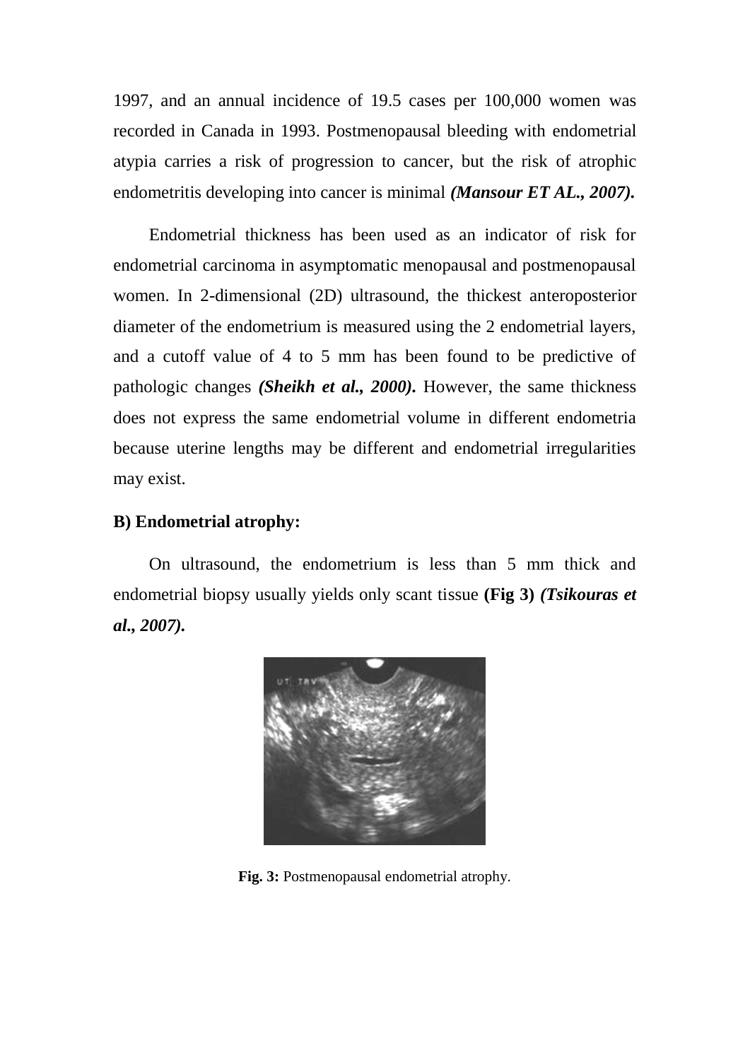1997, and an annual incidence of 19.5 cases per 100,000 women was recorded in Canada in 1993. Postmenopausal bleeding with endometrial atypia carries a risk of progression to cancer, but the risk of atrophic endometritis developing into cancer is minimal ***(Mansour ET AL., 2007).***

Endometrial thickness has been used as an indicator of risk for endometrial carcinoma in asymptomatic menopausal and postmenopausal women. In 2-dimensional (2D) ultrasound, the thickest anteroposterior diameter of the endometrium is measured using the 2 endometrial layers, and a cutoff value of 4 to 5 mm has been found to be predictive of pathologic changes ***(Sheikh et al., 2000).*** However, the same thickness does not express the same endometrial volume in different endometria because uterine lengths may be different and endometrial irregularities may exist.

**B) Endometrial atrophy:**

On ultrasound, the endometrium is less than 5 mm thick and endometrial biopsy usually yields only scant tissue **(Fig 3)** ***(Tsikouras et al., 2007).***

**Fig. 3:** Postmenopausal endometrial atrophy.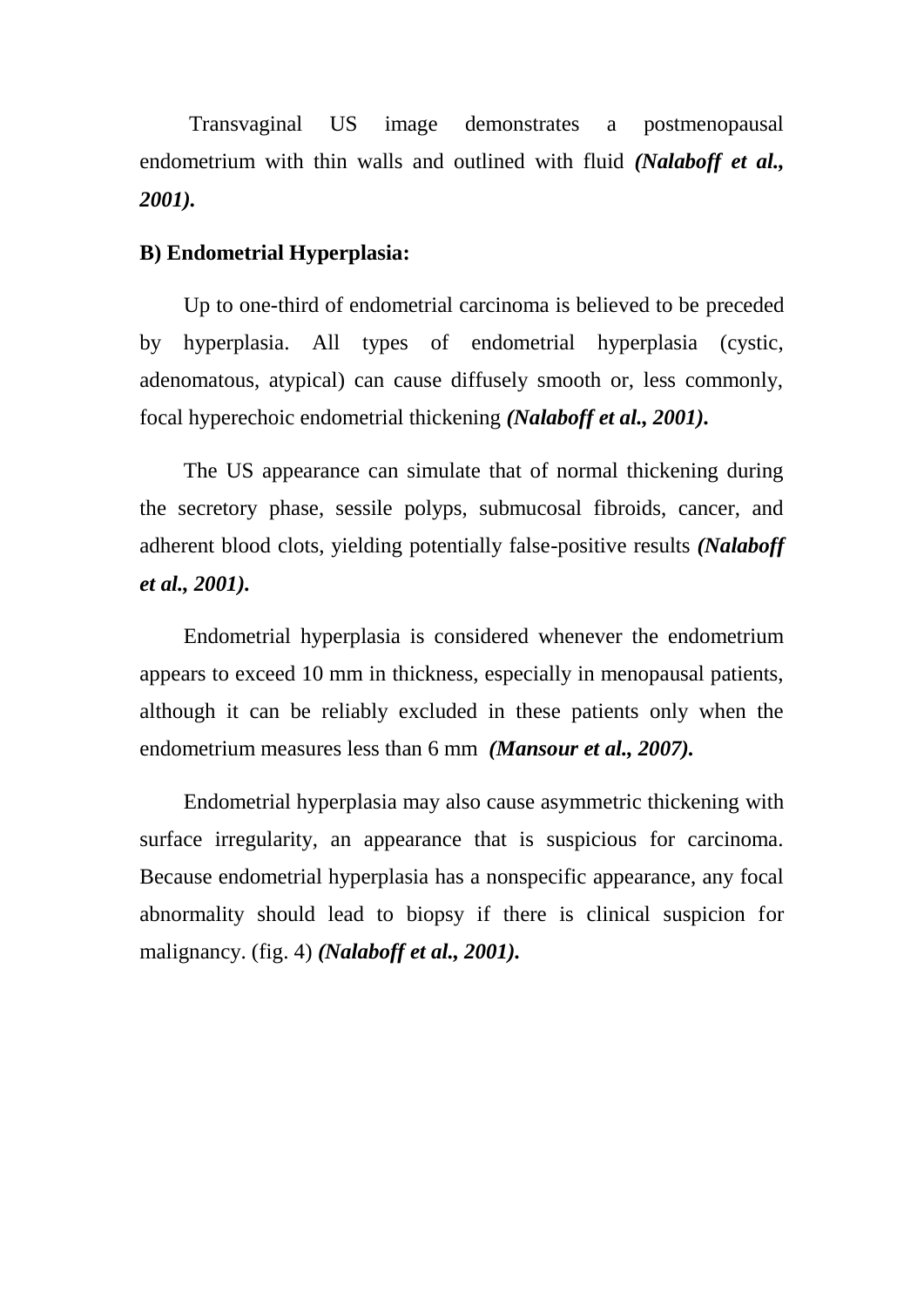Transvaginal US image demonstrates a postmenopausal endometrium with thin walls and outlined with fluid ***(Nalaboff et al., 2001).***

**B) Endometrial Hyperplasia:**

Up to one-third of endometrial carcinoma is believed to be preceded by hyperplasia. All types of endometrial hyperplasia (cystic, adenomatous, atypical) can cause diffusely smooth or, less commonly, focal hyperechoic endometrial thickening ***(Nalaboff et al., 2001).***

The US appearance can simulate that of normal thickening during the secretory phase, sessile polyps, submucosal fibroids, cancer, and adherent blood clots, yielding potentially false-positive results ***(Nalaboff et al., 2001).***

Endometrial hyperplasia is considered whenever the endometrium appears to exceed 10 mm in thickness, especially in menopausal patients, although it can be reliably excluded in these patients only when the endometrium measures less than 6 mm ***(Mansour et al., 2007).***

Endometrial hyperplasia may also cause asymmetric thickening with surface irregularity, an appearance that is suspicious for carcinoma. Because endometrial hyperplasia has a nonspecific appearance, any focal abnormality should lead to biopsy if there is clinical suspicion for malignancy. (fig. 4) ***(Nalaboff et al., 2001).***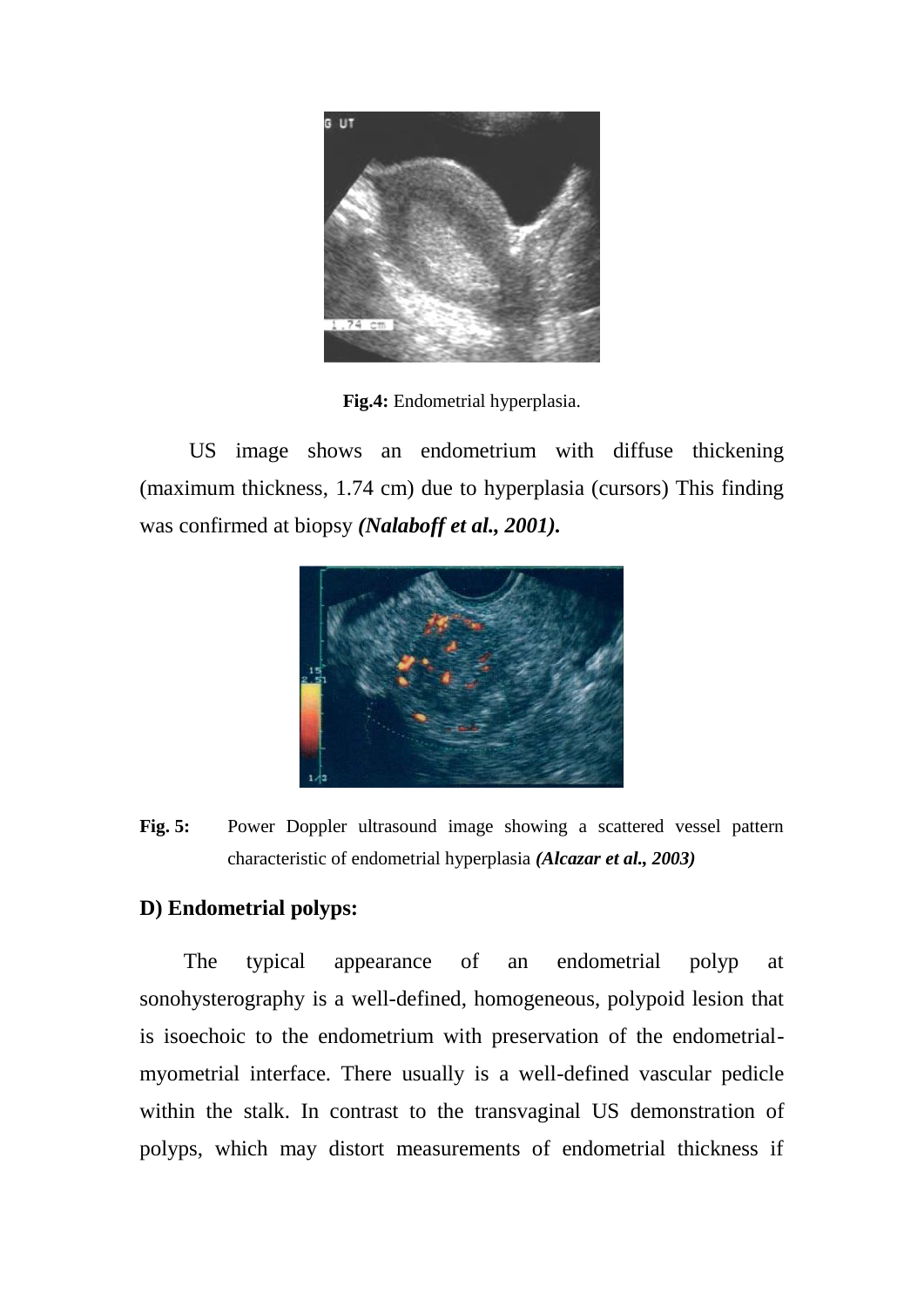**Fig.4:** Endometrial hyperplasia.

US image shows an endometrium with diffuse thickening (maximum thickness, 1.74 cm) due to hyperplasia (cursors) This finding was confirmed at biopsy ***(Nalaboff et al., 2001).***

**Fig. 5:** Power Doppler ultrasound image showing a scattered vessel pattern characteristic of endometrial hyperplasia ***(Alcazar et al., 2003)***

**D) Endometrial polyps:**

The typical appearance of an endometrial polyp at sonohysterography is a well-defined, homogeneous, polypoid lesion that is isoechoic to the endometrium with preservation of the endometrial-myometrial interface. There usually is a well-defined vascular pedicle within the stalk. In contrast to the transvaginal US demonstration of polyps, which may distort measurements of endometrial thickness if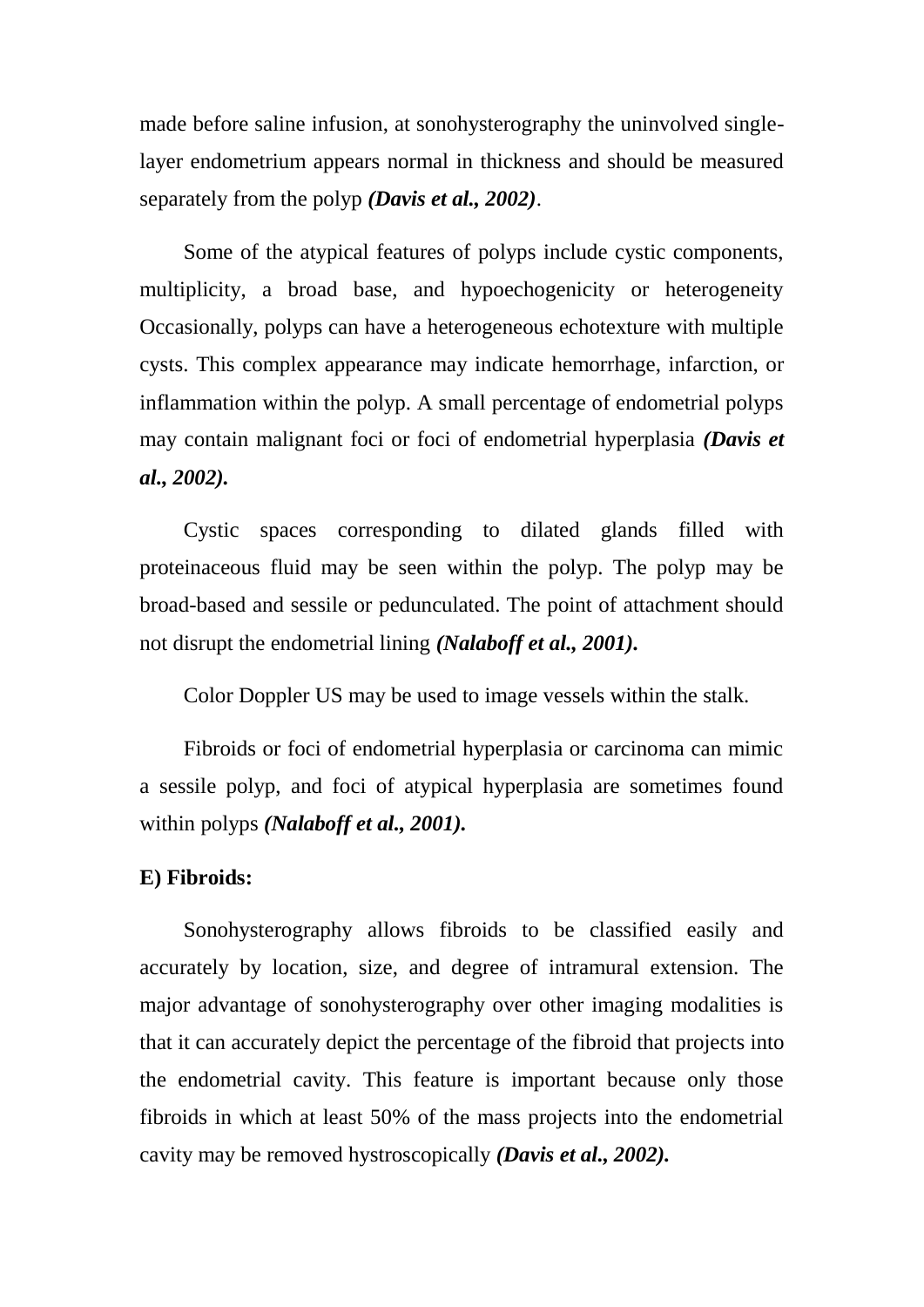made before saline infusion, at sonohysterography the uninvolved single-layer endometrium appears normal in thickness and should be measured separately from the polyp ***(Davis et al., 2002)***.

Some of the atypical features of polyps include cystic components, multiplicity, a broad base, and hypoechogenicity or heterogeneity Occasionally, polyps can have a heterogeneous echotexture with multiple cysts. This complex appearance may indicate hemorrhage, infarction, or inflammation within the polyp. A small percentage of endometrial polyps may contain malignant foci or foci of endometrial hyperplasia ***(Davis et al., 2002).***

Cystic spaces corresponding to dilated glands filled with proteinaceous fluid may be seen within the polyp. The polyp may be broad-based and sessile or pedunculated. The point of attachment should not disrupt the endometrial lining ***(Nalaboff et al., 2001).***

Color Doppler US may be used to image vessels within the stalk.

Fibroids or foci of endometrial hyperplasia or carcinoma can mimic a sessile polyp, and foci of atypical hyperplasia are sometimes found within polyps ***(Nalaboff et al., 2001).***

**E) Fibroids:**

Sonohysterography allows fibroids to be classified easily and accurately by location, size, and degree of intramural extension. The major advantage of sonohysterography over other imaging modalities is that it can accurately depict the percentage of the fibroid that projects into the endometrial cavity. This feature is important because only those fibroids in which at least 50% of the mass projects into the endometrial cavity may be removed hystroscopically ***(Davis et al., 2002).***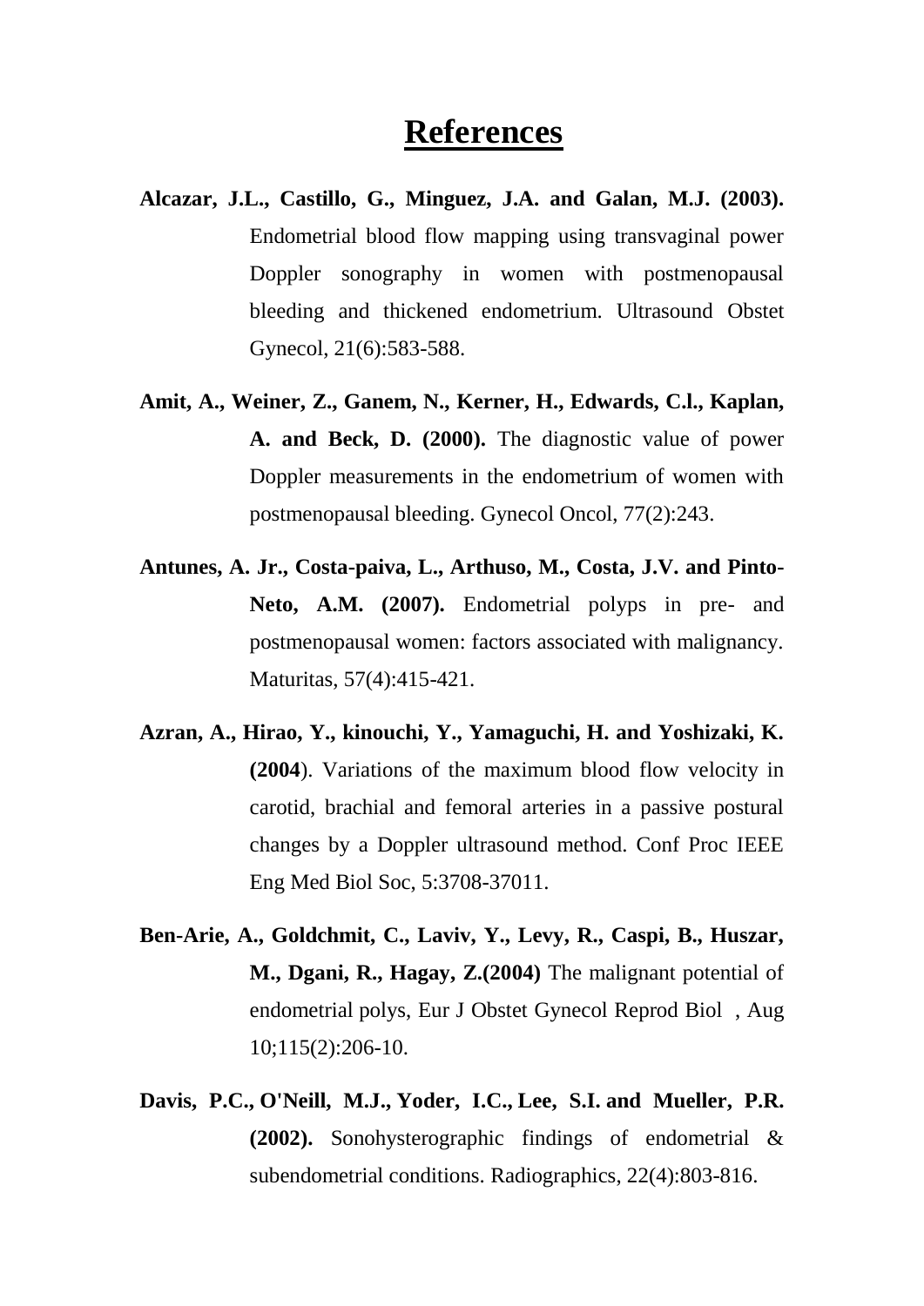# References

**Alcazar, J.L., Castillo, G., Minguez, J.A. and Galan, M.J. (2003).** Endometrial blood flow mapping using transvaginal power Doppler sonography in women with postmenopausal bleeding and thickened endometrium. Ultrasound Obstet Gynecol, 21(6):583-588.

**Amit, A., Weiner, Z., Ganem, N., Kerner, H., Edwards, C.l., Kaplan, A. and Beck, D. (2000).** The diagnostic value of power Doppler measurements in the endometrium of women with postmenopausal bleeding. Gynecol Oncol, 77(2):243.

**Antunes, A. Jr., Costa-paiva, L., Arthuso, M., Costa, J.V. and Pinto-Neto, A.M. (2007).** Endometrial polyps in pre- and postmenopausal women: factors associated with malignancy. Maturitas, 57(4):415-421.

**Azran, A., Hirao, Y., kinouchi, Y., Yamaguchi, H. and Yoshizaki, K. (2004**). Variations of the maximum blood flow velocity in carotid, brachial and femoral arteries in a passive postural changes by a Doppler ultrasound method. Conf Proc IEEE Eng Med Biol Soc, 5:3708-37011.

**Ben-Arie, A., Goldchmit, C., Laviv, Y., Levy, R., Caspi, B., Huszar, M., Dgani, R., Hagay, Z.(2004)** The malignant potential of endometrial polys, Eur J Obstet Gynecol Reprod Biol , Aug 10;115(2):206-10.

**Davis, P.C., O'Neill, M.J., Yoder, I.C., Lee, S.I. and Mueller, P.R. (2002).** Sonohysterographic findings of endometrial & subendometrial conditions. Radiographics, 22(4):803-816.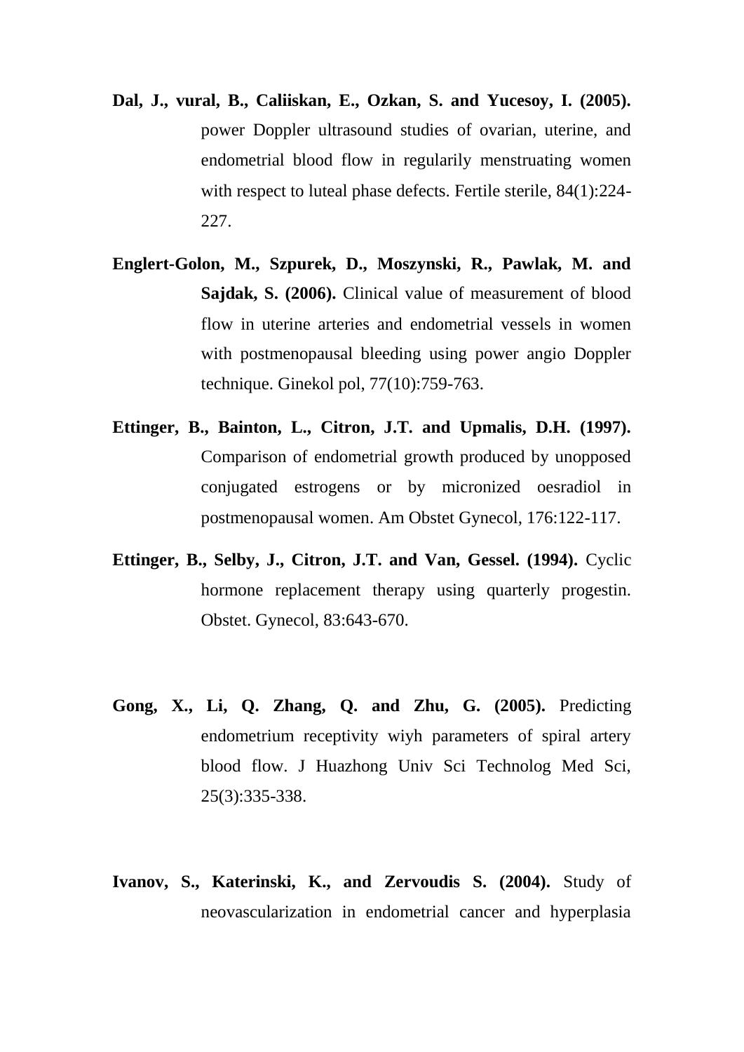**Dal, J., vural, B., Caliiskan, E., Ozkan, S. and Yucesoy, I. (2005).** power Doppler ultrasound studies of ovarian, uterine, and endometrial blood flow in regularily menstruating women with respect to luteal phase defects. Fertile sterile, 84(1):224-227.

**Englert-Golon, M., Szpurek, D., Moszynski, R., Pawlak, M. and Sajdak, S. (2006).** Clinical value of measurement of blood flow in uterine arteries and endometrial vessels in women with postmenopausal bleeding using power angio Doppler technique. Ginekol pol, 77(10):759-763.

**Ettinger, B., Bainton, L., Citron, J.T. and Upmalis, D.H. (1997).** Comparison of endometrial growth produced by unopposed conjugated estrogens or by micronized oesradiol in postmenopausal women. Am Obstet Gynecol, 176:122-117.

**Ettinger, B., Selby, J., Citron, J.T. and Van, Gessel. (1994).** Cyclic hormone replacement therapy using quarterly progestin. Obstet. Gynecol, 83:643-670.

**Gong, X., Li, Q. Zhang, Q. and Zhu, G. (2005).** Predicting endometrium receptivity wiyh parameters of spiral artery blood flow. J Huazhong Univ Sci Technolog Med Sci, 25(3):335-338.

**Ivanov, S., Katerinski, K., and Zervoudis S. (2004).** Study of neovascularization in endometrial cancer and hyperplasia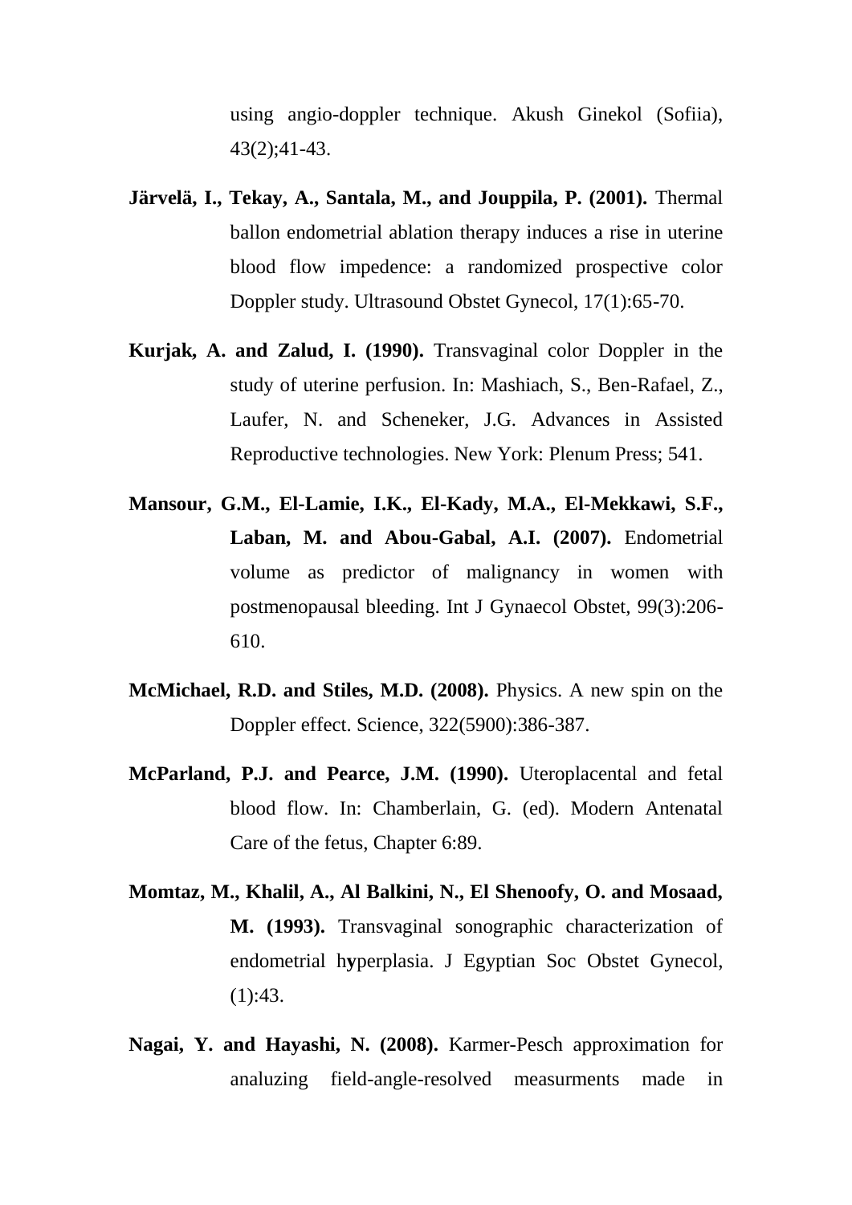using angio-doppler technique. Akush Ginekol (Sofiia), 43(2);41-43.

**Järvelä, I., Tekay, A., Santala, M., and Jouppila, P. (2001).** Thermal ballon endometrial ablation therapy induces a rise in uterine blood flow impedence: a randomized prospective color Doppler study. Ultrasound Obstet Gynecol, 17(1):65-70.

**Kurjak, A. and Zalud, I. (1990).** Transvaginal color Doppler in the study of uterine perfusion. In: Mashiach, S., Ben-Rafael, Z., Laufer, N. and Scheneker, J.G. Advances in Assisted Reproductive technologies. New York: Plenum Press; 541.

**Mansour, G.M., El-Lamie, I.K., El-Kady, M.A., El-Mekkawi, S.F., Laban, M. and Abou-Gabal, A.I. (2007).** Endometrial volume as predictor of malignancy in women with postmenopausal bleeding. Int J Gynaecol Obstet, 99(3):206-610.

**McMichael, R.D. and Stiles, M.D. (2008).** Physics. A new spin on the Doppler effect. Science, 322(5900):386-387.

**McParland, P.J. and Pearce, J.M. (1990).** Uteroplacental and fetal blood flow. In: Chamberlain, G. (ed). Modern Antenatal Care of the fetus, Chapter 6:89.

**Momtaz, M., Khalil, A., Al Balkini, N., El Shenoofy, O. and Mosaad, M. (1993).** Transvaginal sonographic characterization of endometrial hyperplasia. J Egyptian Soc Obstet Gynecol, (1):43.

**Nagai, Y. and Hayashi, N. (2008).** Karmer-Pesch approximation for analuzing field-angle-resolved measurments made in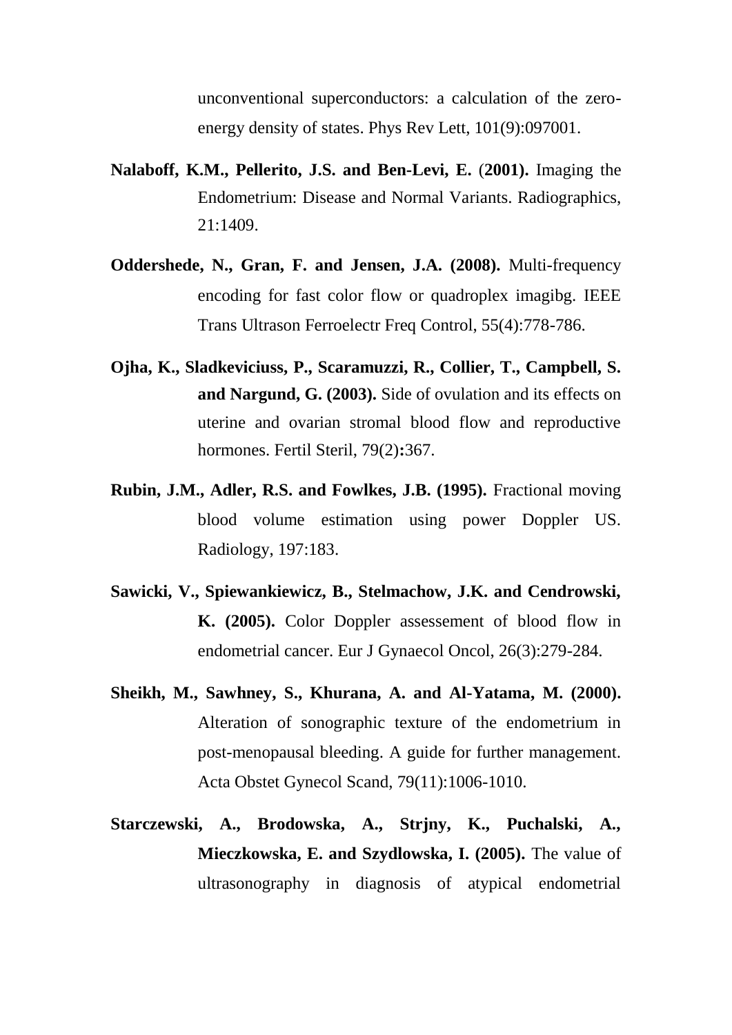unconventional superconductors: a calculation of the zero-energy density of states. Phys Rev Lett, 101(9):097001.

**Nalaboff, K.M., Pellerito, J.S. and Ben-Levi, E.** (**2001).** Imaging the Endometrium: Disease and Normal Variants. Radiographics, 21:1409.

**Oddershede, N., Gran, F. and Jensen, J.A. (2008).** Multi-frequency encoding for fast color flow or quadroplex imagibg. IEEE Trans Ultrason Ferroelectr Freq Control, 55(4):778-786.

**Ojha, K., Sladkeviciuss, P., Scaramuzzi, R., Collier, T., Campbell, S. and Nargund, G. (2003).** Side of ovulation and its effects on uterine and ovarian stromal blood flow and reproductive hormones. Fertil Steril, 79(2)**:**367.

**Rubin, J.M., Adler, R.S. and Fowlkes, J.B. (1995).** Fractional moving blood volume estimation using power Doppler US. Radiology, 197:183.

**Sawicki, V., Spiewankiewicz, B., Stelmachow, J.K. and Cendrowski, K. (2005).** Color Doppler assessement of blood flow in endometrial cancer. Eur J Gynaecol Oncol, 26(3):279-284.

**Sheikh, M., Sawhney, S., Khurana, A. and Al-Yatama, M. (2000).** Alteration of sonographic texture of the endometrium in post-menopausal bleeding. A guide for further management. Acta Obstet Gynecol Scand, 79(11):1006-1010.

**Starczewski, A., Brodowska, A., Strjny, K., Puchalski, A., Mieczkowska, E. and Szydlowska, I. (2005).** The value of ultrasonography in diagnosis of atypical endometrial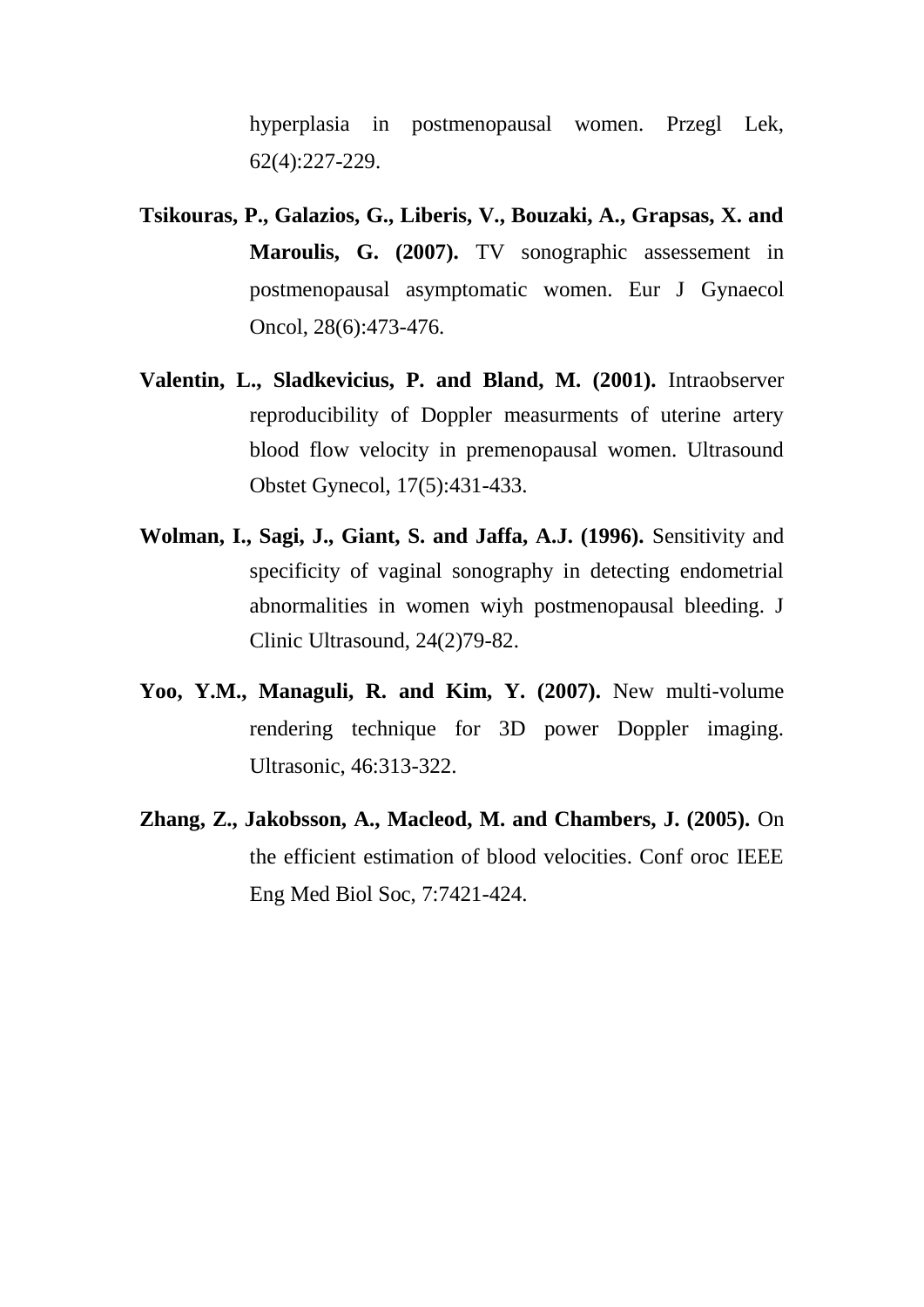hyperplasia in postmenopausal women. Przegl Lek, 62(4):227-229.

**Tsikouras, P., Galazios, G., Liberis, V., Bouzaki, A., Grapsas, X. and Maroulis, G. (2007).** TV sonographic assessement in postmenopausal asymptomatic women. Eur J Gynaecol Oncol, 28(6):473-476.

**Valentin, L., Sladkevicius, P. and Bland, M. (2001).** Intraobserver reproducibility of Doppler measurments of uterine artery blood flow velocity in premenopausal women. Ultrasound Obstet Gynecol, 17(5):431-433.

**Wolman, I., Sagi, J., Giant, S. and Jaffa, A.J. (1996).** Sensitivity and specificity of vaginal sonography in detecting endometrial abnormalities in women wiyh postmenopausal bleeding. J Clinic Ultrasound, 24(2)79-82.

**Yoo, Y.M., Managuli, R. and Kim, Y. (2007).** New multi-volume rendering technique for 3D power Doppler imaging. Ultrasonic, 46:313-322.

**Zhang, Z., Jakobsson, A., Macleod, M. and Chambers, J. (2005).** On the efficient estimation of blood velocities. Conf oroc IEEE Eng Med Biol Soc, 7:7421-424.